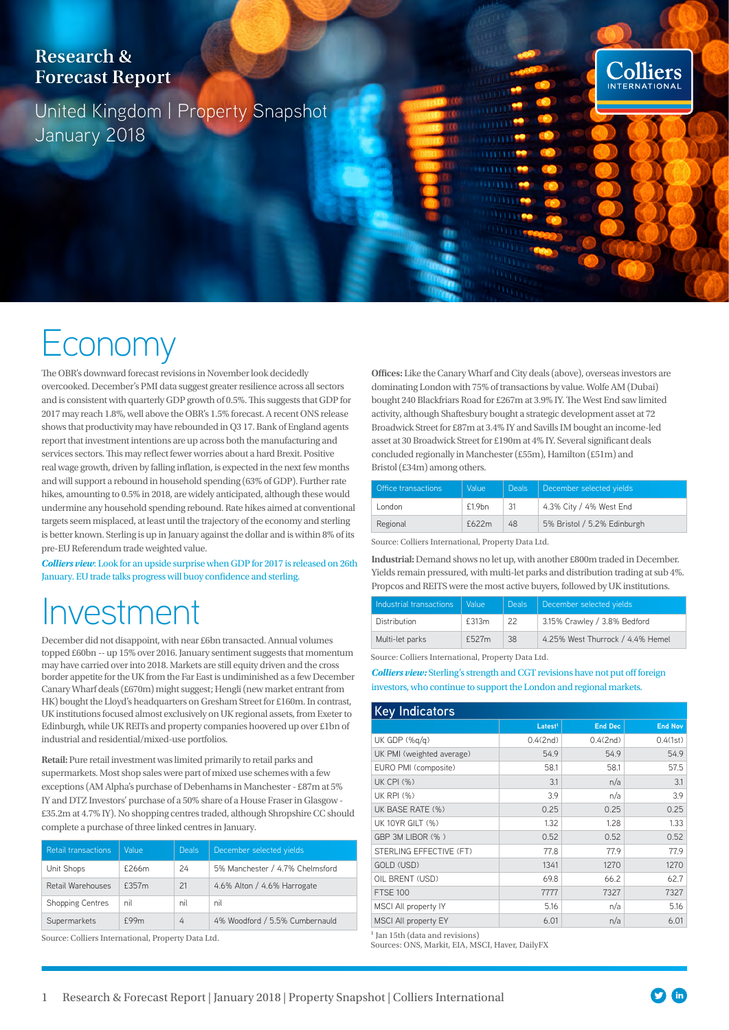# Research & Forecast Report

## United Kingdom | Property Snapshot January 2018

# Economy

The OBR's downward forecast revisions in November look decidedly overcooked. December's PMI data suggest greater resilience across all sectors and is consistent with quarterly GDP growth of 0.5%. This suggests that GDP for 2017 may reach 1.8%, well above the OBR's 1.5% forecast. A recent ONS release shows that productivity may have rebounded in Q3 17. Bank of England agents report that investment intentions are up across both the manufacturing and services sectors. This may reflect fewer worries about a hard Brexit. Positive real wage growth, driven by falling inflation, is expected in the next few months and will support a rebound in household spending (63% of GDP). Further rate hikes, amounting to 0.5% in 2018, are widely anticipated, although these would undermine any household spending rebound. Rate hikes aimed at conventional targets seem misplaced, at least until the trajectory of the economy and sterling is better known. Sterling is up in January against the dollar and is within 8% of its pre-EU Referendum trade weighted value.

***Colliers view:*** Look for an upside surprise when GDP for 2017 is released on 26th January. EU trade talks progress will buoy confidence and sterling.

# Investment

December did not disappoint, with near £6bn transacted. Annual volumes topped £60bn -- up 15% over 2016. January sentiment suggests that momentum may have carried over into 2018. Markets are still equity driven and the cross border appetite for the UK from the Far East is undiminished as a few December Canary Wharf deals (£670m) might suggest; Hengli (new market entrant from HK) bought the Lloyd's headquarters on Gresham Street for £160m. In contrast, UK institutions focused almost exclusively on UK regional assets, from Exeter to Edinburgh, while UK REITs and property companies hoovered up over £1bn of industrial and residential/mixed-use portfolios.

**Retail:** Pure retail investment was limited primarily to retail parks and supermarkets. Most shop sales were part of mixed use schemes with a few exceptions (AM Alpha's purchase of Debenhams in Manchester - £87m at 5% IY and DTZ Investors' purchase of a 50% share of a House Fraser in Glasgow - £35.2m at 4.7% IY). No shopping centres traded, although Shropshire CC should complete a purchase of three linked centres in January.

| Retail transactions | Value | Deals | December selected yields |
|---|---|---|---|
| Unit Shops | £266m | 24 | 5% Manchester / 4.7% Chelmsford |
| Retail Warehouses | £357m | 21 | 4.6% Alton / 4.6% Harrogate |
| Shopping Centres | nil | nil | nil |
| Supermarkets | £99m | 4 | 4% Woodford / 5.5% Cumbernauld |

Source: Colliers International, Property Data Ltd.

**Offices:** Like the Canary Wharf and City deals (above), overseas investors are dominating London with 75% of transactions by value. Wolfe AM (Dubai) bought 240 Blackfriars Road for £267m at 3.9% IY. The West End saw limited activity, although Shaftesbury bought a strategic development asset at 72 Broadwick Street for £87m at 3.4% IY and Savills IM bought an income-led asset at 30 Broadwick Street for £190m at 4% IY. Several significant deals concluded regionally in Manchester (£55m), Hamilton (£51m) and Bristol (£34m) among others.

| Office transactions | Value | Deals | December selected yields |
|---|---|---|---|
| London | £1.9bn | 31 | 4.3% City / 4% West End |
| Regional | £622m | 48 | 5% Bristol / 5.2% Edinburgh |

Source: Colliers International, Property Data Ltd.

**Industrial:** Demand shows no let up, with another £800m traded in December. Yields remain pressured, with multi-let parks and distribution trading at sub 4%. Propcos and REITS were the most active buyers, followed by UK institutions.

| Industrial transactions | Value | Deals | December selected yields |
|---|---|---|---|
| Distribution | £313m | 22 | 3.15% Crawley / 3.8% Bedford |
| Multi-let parks | £527m | 38 | 4.25% West Thurrock / 4.4% Hemel |

Source: Colliers International, Property Data Ltd.

***Colliers view:*** Sterling's strength and CGT revisions have not put off foreign investors, who continue to support the London and regional markets.

## Key Indicators

| | Latest[1] | End Dec | End Nov |
|---|---|---|---|
| UK GDP (%q/q) | 0.4(2nd) | 0.4(2nd) | 0.4(1st) |
| UK PMI (weighted average) | 54.9 | 54.9 | 54.9 |
| EURO PMI (composite) | 58.1 | 58.1 | 57.5 |
| UK CPI (%) | 3.1 | n/a | 3.1 |
| UK RPI (%) | 3.9 | n/a | 3.9 |
| UK BASE RATE (%) | 0.25 | 0.25 | 0.25 |
| UK 10YR GILT (%) | 1.32 | 1.28 | 1.33 |
| GBP 3M LIBOR (% ) | 0.52 | 0.52 | 0.52 |
| STERLING EFFECTIVE (FT) | 77.8 | 77.9 | 77.9 |
| GOLD (USD) | 1341 | 1270 | 1270 |
| OIL BRENT (USD) | 69.8 | 66.2 | 62.7 |
| FTSE 100 | 7777 | 7327 | 7327 |
| MSCI All property IY | 5.16 | n/a | 5.16 |
| MSCI All property EY | 6.01 | n/a | 6.01 |

[1] Jan 15th (data and revisions)
Sources: ONS, Markit, EIA, MSCI, Haver, DailyFX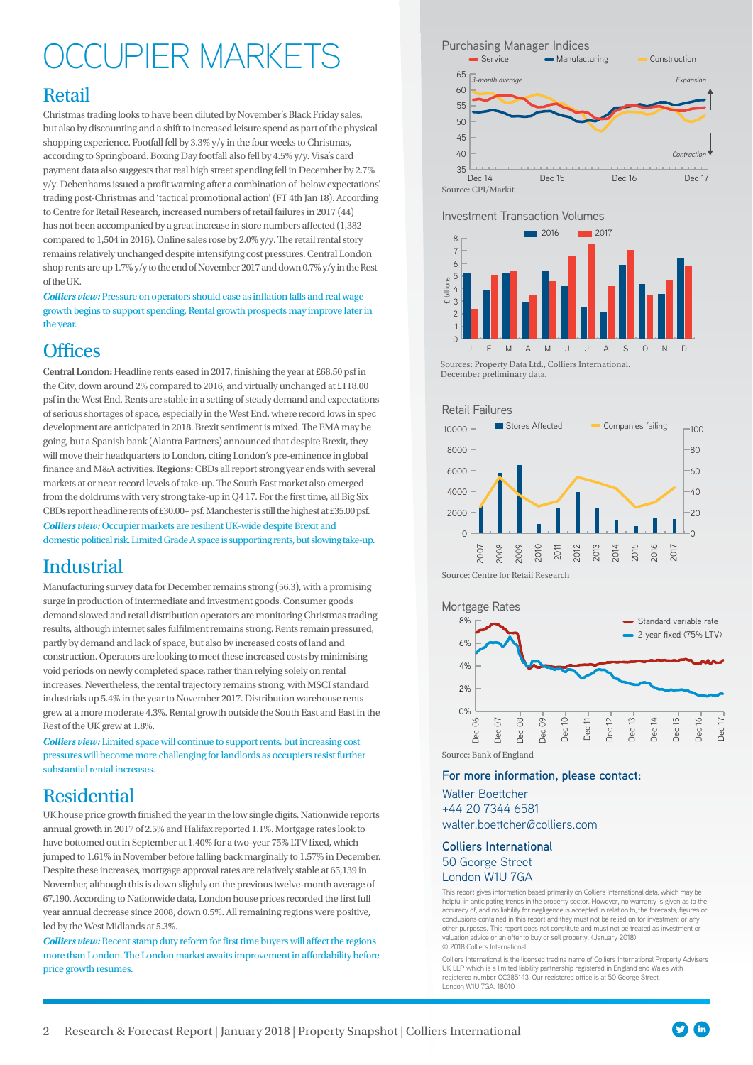# OCCUPIER MARKETS

## Retail

Christmas trading looks to have been diluted by November's Black Friday sales, but also by discounting and a shift to increased leisure spend as part of the physical shopping experience. Footfall fell by 3.3% y/y in the four weeks to Christmas, according to Springboard. Boxing Day footfall also fell by 4.5% y/y. Visa's card payment data also suggests that real high street spending fell in December by 2.7% y/y. Debenhams issued a profit warning after a combination of 'below expectations' trading post-Christmas and 'tactical promotional action' (FT 4th Jan 18). According to Centre for Retail Research, increased numbers of retail failures in 2017 (44) has not been accompanied by a great increase in store numbers affected (1,382 compared to 1,504 in 2016). Online sales rose by 2.0% y/y. The retail rental story remains relatively unchanged despite intensifying cost pressures. Central London shop rents are up 1.7% y/y to the end of November 2017 and down 0.7% y/y in the Rest of the UK.

***Colliers view:*** Pressure on operators should ease as inflation falls and real wage growth begins to support spending. Rental growth prospects may improve later in the year.

## Offices

**Central London:** Headline rents eased in 2017, finishing the year at £68.50 psf in the City, down around 2% compared to 2016, and virtually unchanged at £118.00 psf in the West End. Rents are stable in a setting of steady demand and expectations of serious shortages of space, especially in the West End, where record lows in spec development are anticipated in 2018. Brexit sentiment is mixed. The EMA may be going, but a Spanish bank (Alantra Partners) announced that despite Brexit, they will move their headquarters to London, citing London's pre-eminence in global finance and M&A activities. **Regions:** CBDs all report strong year ends with several markets at or near record levels of take-up. The South East market also emerged from the doldrums with very strong take-up in Q4 17. For the first time, all Big Six CBDs report headline rents of £30.00+ psf. Manchester is still the highest at £35.00 psf.

***Colliers view:*** Occupier markets are resilient UK-wide despite Brexit and domestic political risk. Limited Grade A space is supporting rents, but slowing take-up.

## Industrial

Manufacturing survey data for December remains strong (56.3), with a promising surge in production of intermediate and investment goods. Consumer goods demand slowed and retail distribution operators are monitoring Christmas trading results, although internet sales fulfilment remains strong. Rents remain pressured, partly by demand and lack of space, but also by increased costs of land and construction. Operators are looking to meet these increased costs by minimising void periods on newly completed space, rather than relying solely on rental increases. Nevertheless, the rental trajectory remains strong, with MSCI standard industrials up 5.4% in the year to November 2017. Distribution warehouse rents grew at a more moderate 4.3%. Rental growth outside the South East and East in the Rest of the UK grew at 1.8%.

***Colliers view:*** Limited space will continue to support rents, but increasing cost pressures will become more challenging for landlords as occupiers resist further substantial rental increases.

## Residential

UK house price growth finished the year in the low single digits. Nationwide reports annual growth in 2017 of 2.5% and Halifax reported 1.1%. Mortgage rates look to have bottomed out in September at 1.40% for a two-year 75% LTV fixed, which jumped to 1.61% in November before falling back marginally to 1.57% in December. Despite these increases, mortgage approval rates are relatively stable at 65,139 in November, although this is down slightly on the previous twelve-month average of 67,190. According to Nationwide data, London house prices recorded the first full year annual decrease since 2008, down 0.5%. All remaining regions were positive, led by the West Midlands at 5.3%.

***Colliers view:*** Recent stamp duty reform for first time buyers will affect the regions more than London. The London market awaits improvement in affordability before price growth resumes.

### Purchasing Manager Indices

Service, Manufacturing, Construction

3-month average

Expansion

Contraction

65, 60, 55, 50, 45, 40, 35

Dec 14, Dec 15, Dec 16, Dec 17

Source: CPI/Markit

### Investment Transaction Volumes

2016, 2017

£ billions

8, 7, 6, 5, 4, 3, 2, 1, 0

J, F, M, A, M, J, J, A, S, O, N, D

Sources: Property Data Ltd., Colliers International.
December preliminary data.

### Retail Failures

Stores Affected, Companies failing

10000, 8000, 6000, 4000, 2000, 0

100, 80, 60, 40, 20, 0

2007, 2008, 2009, 2010, 2011, 2012, 2013, 2014, 2015, 2016, 2017

Source: Centre for Retail Research

### Mortgage Rates

Standard variable rate, 2 year fixed (75% LTV)

8%, 6%, 4%, 2%, 0%

Dec 06, Dec 07, Dec 08, Dec 09, Dec 10, Dec 11, Dec 12, Dec 13, Dec 14, Dec 15, Dec 16, Dec 17

Source: Bank of England

**For more information, please contact:**

Walter Boettcher
+44 20 7344 6581
walter.boettcher@colliers.com

**Colliers International**
50 George Street
London W1U 7GA

This report gives information based primarily on Colliers International data, which may be helpful in anticipating trends in the property sector. However, no warranty is given as to the accuracy of, and no liability for negligence is accepted in relation to, the forecasts, figures or conclusions contained in this report and they must not be relied on for investment or any other purposes. This report does not constitute and must not be treated as investment or valuation advice or an offer to buy or sell property. (January 2018)
© 2018 Colliers International.

Colliers International is the licensed trading name of Colliers International Property Advisers UK LLP which is a limited liability partnership registered in England and Wales with registered number OC385143. Our registered office is at 50 George Street, London W1U 7GA. 18010